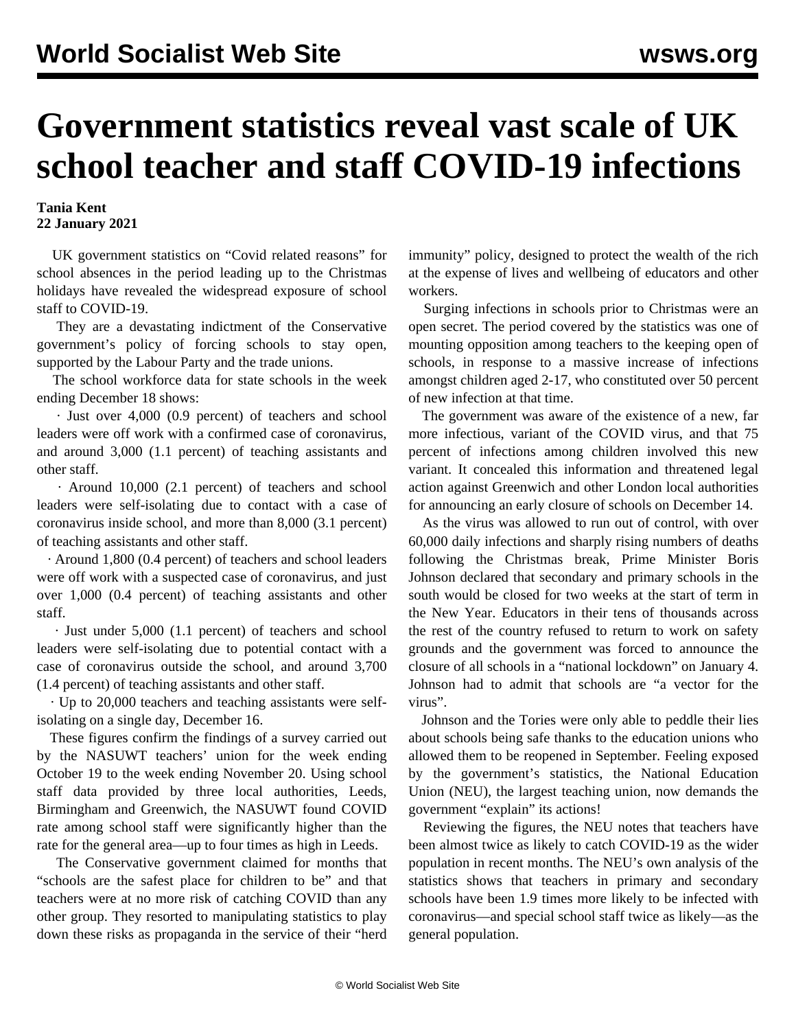# Government statistics reveal vast scale of UK school teacher and staff COVID-19 infections

**Tania Kent**
**22 January 2021**

UK government statistics on "Covid related reasons" for school absences in the period leading up to the Christmas holidays have revealed the widespread exposure of school staff to COVID-19.

They are a devastating indictment of the Conservative government's policy of forcing schools to stay open, supported by the Labour Party and the trade unions.

The school workforce data for state schools in the week ending December 18 shows:

· Just over 4,000 (0.9 percent) of teachers and school leaders were off work with a confirmed case of coronavirus, and around 3,000 (1.1 percent) of teaching assistants and other staff.

· Around 10,000 (2.1 percent) of teachers and school leaders were self-isolating due to contact with a case of coronavirus inside school, and more than 8,000 (3.1 percent) of teaching assistants and other staff.

· Around 1,800 (0.4 percent) of teachers and school leaders were off work with a suspected case of coronavirus, and just over 1,000 (0.4 percent) of teaching assistants and other staff.

· Just under 5,000 (1.1 percent) of teachers and school leaders were self-isolating due to potential contact with a case of coronavirus outside the school, and around 3,700 (1.4 percent) of teaching assistants and other staff.

· Up to 20,000 teachers and teaching assistants were self-isolating on a single day, December 16.

These figures confirm the findings of a survey carried out by the NASUWT teachers' union for the week ending October 19 to the week ending November 20. Using school staff data provided by three local authorities, Leeds, Birmingham and Greenwich, the NASUWT found COVID rate among school staff were significantly higher than the rate for the general area—up to four times as high in Leeds.

The Conservative government claimed for months that "schools are the safest place for children to be" and that teachers were at no more risk of catching COVID than any other group. They resorted to manipulating statistics to play down these risks as propaganda in the service of their "herd immunity" policy, designed to protect the wealth of the rich at the expense of lives and wellbeing of educators and other workers.

Surging infections in schools prior to Christmas were an open secret. The period covered by the statistics was one of mounting opposition among teachers to the keeping open of schools, in response to a massive increase of infections amongst children aged 2-17, who constituted over 50 percent of new infection at that time.

The government was aware of the existence of a new, far more infectious, variant of the COVID virus, and that 75 percent of infections among children involved this new variant. It concealed this information and threatened legal action against Greenwich and other London local authorities for announcing an early closure of schools on December 14.

As the virus was allowed to run out of control, with over 60,000 daily infections and sharply rising numbers of deaths following the Christmas break, Prime Minister Boris Johnson declared that secondary and primary schools in the south would be closed for two weeks at the start of term in the New Year. Educators in their tens of thousands across the rest of the country refused to return to work on safety grounds and the government was forced to announce the closure of all schools in a "national lockdown" on January 4. Johnson had to admit that schools are "a vector for the virus".

Johnson and the Tories were only able to peddle their lies about schools being safe thanks to the education unions who allowed them to be reopened in September. Feeling exposed by the government's statistics, the National Education Union (NEU), the largest teaching union, now demands the government "explain" its actions!

Reviewing the figures, the NEU notes that teachers have been almost twice as likely to catch COVID-19 as the wider population in recent months. The NEU's own analysis of the statistics shows that teachers in primary and secondary schools have been 1.9 times more likely to be infected with coronavirus—and special school staff twice as likely—as the general population.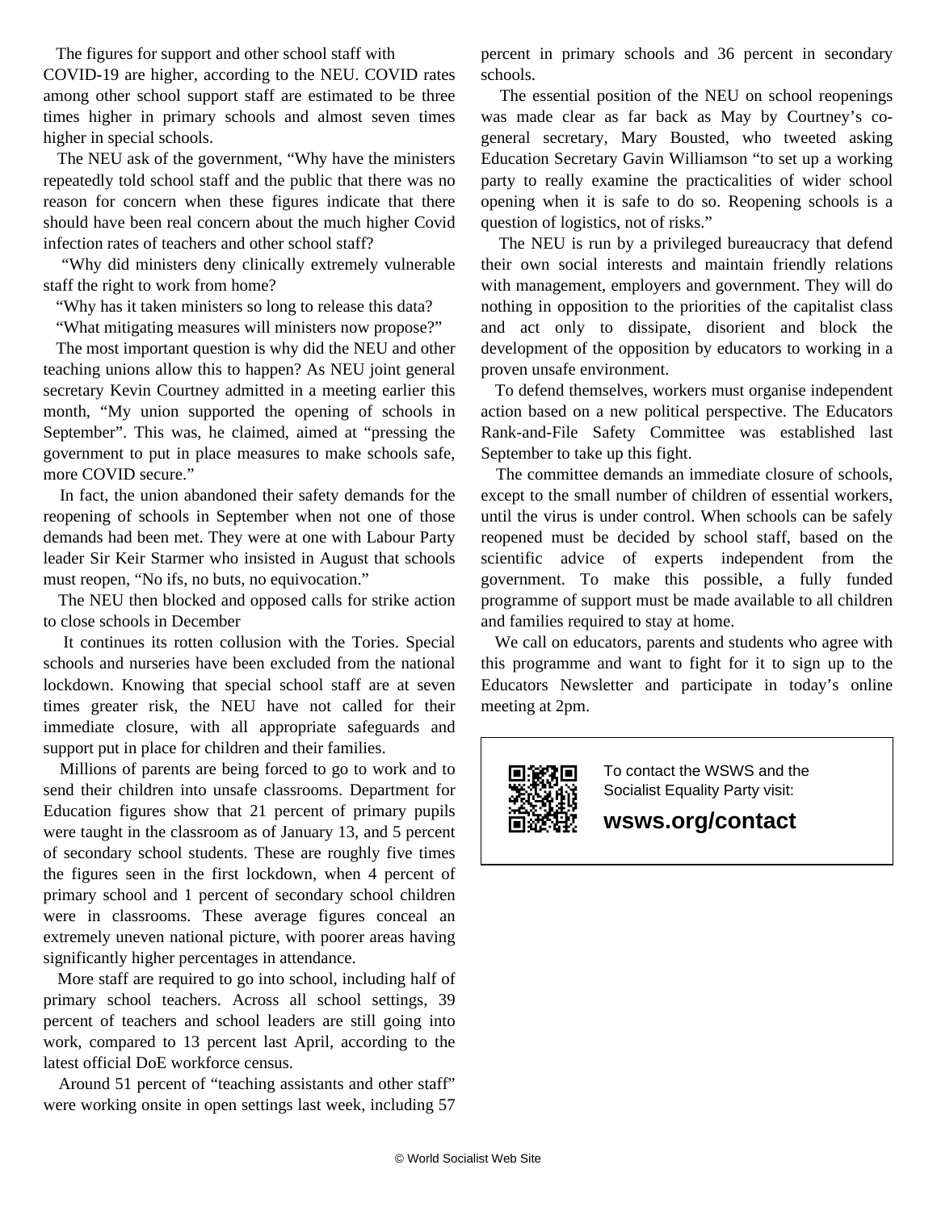The figures for support and other school staff with COVID-19 are higher, according to the NEU. COVID rates among other school support staff are estimated to be three times higher in primary schools and almost seven times higher in special schools.

The NEU ask of the government, "Why have the ministers repeatedly told school staff and the public that there was no reason for concern when these figures indicate that there should have been real concern about the much higher Covid infection rates of teachers and other school staff?

"Why did ministers deny clinically extremely vulnerable staff the right to work from home?

"Why has it taken ministers so long to release this data?

"What mitigating measures will ministers now propose?"

The most important question is why did the NEU and other teaching unions allow this to happen? As NEU joint general secretary Kevin Courtney admitted in a meeting earlier this month, "My union supported the opening of schools in September". This was, he claimed, aimed at "pressing the government to put in place measures to make schools safe, more COVID secure."

In fact, the union abandoned their safety demands for the reopening of schools in September when not one of those demands had been met. They were at one with Labour Party leader Sir Keir Starmer who insisted in August that schools must reopen, "No ifs, no buts, no equivocation."

The NEU then blocked and opposed calls for strike action to close schools in December

It continues its rotten collusion with the Tories. Special schools and nurseries have been excluded from the national lockdown. Knowing that special school staff are at seven times greater risk, the NEU have not called for their immediate closure, with all appropriate safeguards and support put in place for children and their families.

Millions of parents are being forced to go to work and to send their children into unsafe classrooms. Department for Education figures show that 21 percent of primary pupils were taught in the classroom as of January 13, and 5 percent of secondary school students. These are roughly five times the figures seen in the first lockdown, when 4 percent of primary school and 1 percent of secondary school children were in classrooms. These average figures conceal an extremely uneven national picture, with poorer areas having significantly higher percentages in attendance.

More staff are required to go into school, including half of primary school teachers. Across all school settings, 39 percent of teachers and school leaders are still going into work, compared to 13 percent last April, according to the latest official DoE workforce census.

Around 51 percent of "teaching assistants and other staff" were working onsite in open settings last week, including 57 percent in primary schools and 36 percent in secondary schools.

The essential position of the NEU on school reopenings was made clear as far back as May by Courtney's co-general secretary, Mary Bousted, who tweeted asking Education Secretary Gavin Williamson "to set up a working party to really examine the practicalities of wider school opening when it is safe to do so. Reopening schools is a question of logistics, not of risks."

The NEU is run by a privileged bureaucracy that defend their own social interests and maintain friendly relations with management, employers and government. They will do nothing in opposition to the priorities of the capitalist class and act only to dissipate, disorient and block the development of the opposition by educators to working in a proven unsafe environment.

To defend themselves, workers must organise independent action based on a new political perspective. The Educators Rank-and-File Safety Committee was established last September to take up this fight.

The committee demands an immediate closure of schools, except to the small number of children of essential workers, until the virus is under control. When schools can be safely reopened must be decided by school staff, based on the scientific advice of experts independent from the government. To make this possible, a fully funded programme of support must be made available to all children and families required to stay at home.

We call on educators, parents and students who agree with this programme and want to fight for it to sign up to the Educators Newsletter and participate in today's online meeting at 2pm.

To contact the WSWS and the Socialist Equality Party visit:

**wsws.org/contact**